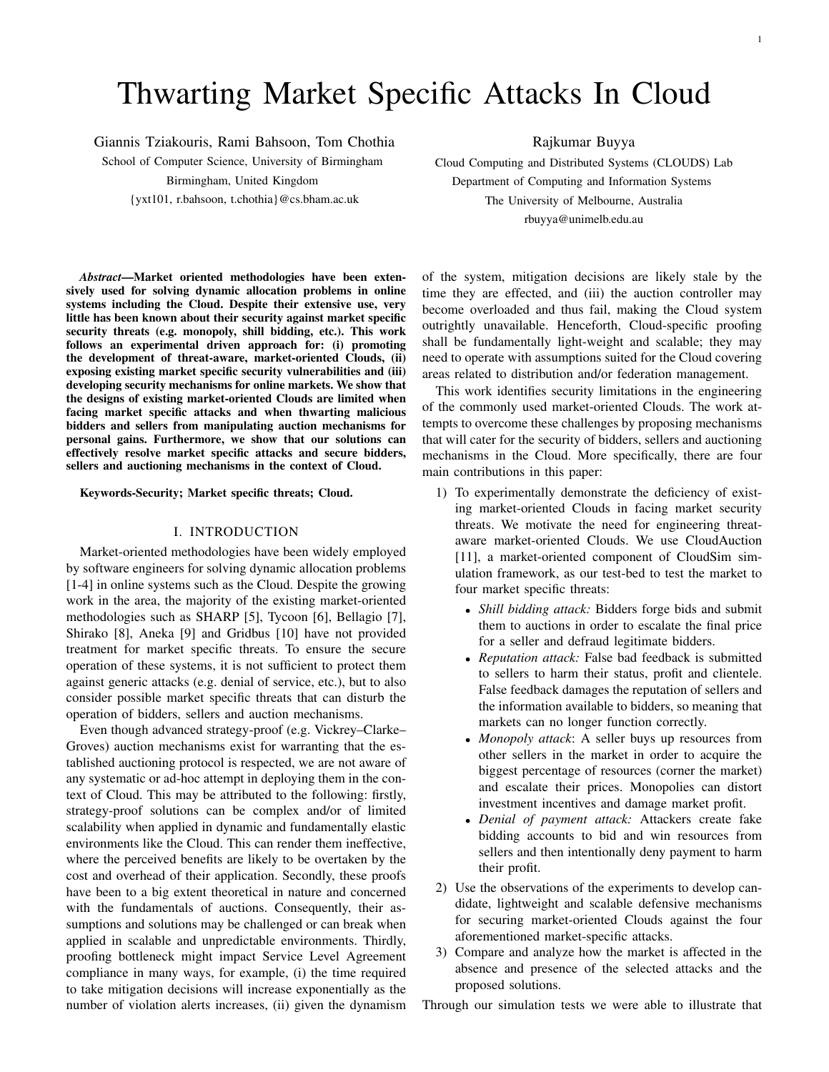# Thwarting Market Specific Attacks In Cloud

Giannis Tziakouris, Rami Bahsoon, Tom Chothia
School of Computer Science, University of Birmingham
Birmingham, United Kingdom
{yxt101, r.bahsoon, t.chothia}@cs.bham.ac.uk

Rajkumar Buyya
Cloud Computing and Distributed Systems (CLOUDS) Lab
Department of Computing and Information Systems
The University of Melbourne, Australia
rbuyya@unimelb.edu.au

***Abstract*—Market oriented methodologies have been extensively used for solving dynamic allocation problems in online systems including the Cloud. Despite their extensive use, very little has been known about their security against market specific security threats (e.g. monopoly, shill bidding, etc.). This work follows an experimental driven approach for: (i) promoting the development of threat-aware, market-oriented Clouds, (ii) exposing existing market specific security vulnerabilities and (iii) developing security mechanisms for online markets. We show that the designs of existing market-oriented Clouds are limited when facing market specific attacks and when thwarting malicious bidders and sellers from manipulating auction mechanisms for personal gains. Furthermore, we show that our solutions can effectively resolve market specific attacks and secure bidders, sellers and auctioning mechanisms in the context of Cloud.**

**Keywords-Security; Market specific threats; Cloud.**

## I. INTRODUCTION

Market-oriented methodologies have been widely employed by software engineers for solving dynamic allocation problems [1-4] in online systems such as the Cloud. Despite the growing work in the area, the majority of the existing market-oriented methodologies such as SHARP [5], Tycoon [6], Bellagio [7], Shirako [8], Aneka [9] and Gridbus [10] have not provided treatment for market specific threats. To ensure the secure operation of these systems, it is not sufficient to protect them against generic attacks (e.g. denial of service, etc.), but to also consider possible market specific threats that can disturb the operation of bidders, sellers and auction mechanisms.

Even though advanced strategy-proof (e.g. Vickrey–Clarke–Groves) auction mechanisms exist for warranting that the established auctioning protocol is respected, we are not aware of any systematic or ad-hoc attempt in deploying them in the context of Cloud. This may be attributed to the following: firstly, strategy-proof solutions can be complex and/or of limited scalability when applied in dynamic and fundamentally elastic environments like the Cloud. This can render them ineffective, where the perceived benefits are likely to be overtaken by the cost and overhead of their application. Secondly, these proofs have been to a big extent theoretical in nature and concerned with the fundamentals of auctions. Consequently, their assumptions and solutions may be challenged or can break when applied in scalable and unpredictable environments. Thirdly, proofing bottleneck might impact Service Level Agreement compliance in many ways, for example, (i) the time required to take mitigation decisions will increase exponentially as the number of violation alerts increases, (ii) given the dynamism of the system, mitigation decisions are likely stale by the time they are effected, and (iii) the auction controller may become overloaded and thus fail, making the Cloud system outrightly unavailable. Henceforth, Cloud-specific proofing shall be fundamentally light-weight and scalable; they may need to operate with assumptions suited for the Cloud covering areas related to distribution and/or federation management.

This work identifies security limitations in the engineering of the commonly used market-oriented Clouds. The work attempts to overcome these challenges by proposing mechanisms that will cater for the security of bidders, sellers and auctioning mechanisms in the Cloud. More specifically, there are four main contributions in this paper:

1) To experimentally demonstrate the deficiency of existing market-oriented Clouds in facing market security threats. We motivate the need for engineering threat-aware market-oriented Clouds. We use CloudAuction [11], a market-oriented component of CloudSim simulation framework, as our test-bed to test the market to four market specific threats:
   - *Shill bidding attack:* Bidders forge bids and submit them to auctions in order to escalate the final price for a seller and defraud legitimate bidders.
   - *Reputation attack:* False bad feedback is submitted to sellers to harm their status, profit and clientele. False feedback damages the reputation of sellers and the information available to bidders, so meaning that markets can no longer function correctly.
   - *Monopoly attack*: A seller buys up resources from other sellers in the market in order to acquire the biggest percentage of resources (corner the market) and escalate their prices. Monopolies can distort investment incentives and damage market profit.
   - *Denial of payment attack:* Attackers create fake bidding accounts to bid and win resources from sellers and then intentionally deny payment to harm their profit.
2) Use the observations of the experiments to develop candidate, lightweight and scalable defensive mechanisms for securing market-oriented Clouds against the four aforementioned market-specific attacks.
3) Compare and analyze how the market is affected in the absence and presence of the selected attacks and the proposed solutions.

Through our simulation tests we were able to illustrate that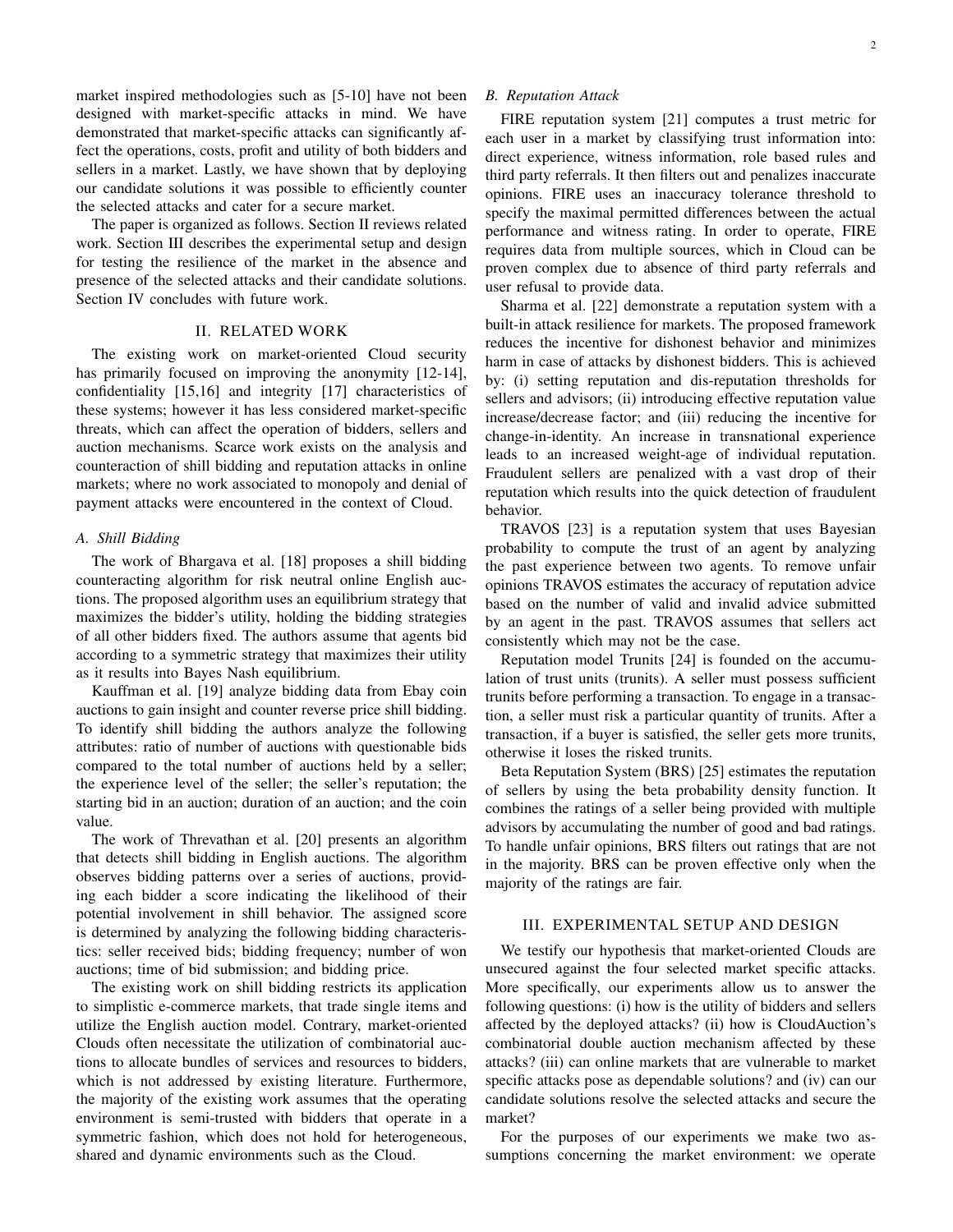market inspired methodologies such as [5-10] have not been designed with market-specific attacks in mind. We have demonstrated that market-specific attacks can significantly affect the operations, costs, profit and utility of both bidders and sellers in a market. Lastly, we have shown that by deploying our candidate solutions it was possible to efficiently counter the selected attacks and cater for a secure market.

The paper is organized as follows. Section II reviews related work. Section III describes the experimental setup and design for testing the resilience of the market in the absence and presence of the selected attacks and their candidate solutions. Section IV concludes with future work.

## II. Related Work

The existing work on market-oriented Cloud security has primarily focused on improving the anonymity [12-14], confidentiality [15,16] and integrity [17] characteristics of these systems; however it has less considered market-specific threats, which can affect the operation of bidders, sellers and auction mechanisms. Scarce work exists on the analysis and counteraction of shill bidding and reputation attacks in online markets; where no work associated to monopoly and denial of payment attacks were encountered in the context of Cloud.

### A. Shill Bidding

The work of Bhargava et al. [18] proposes a shill bidding counteracting algorithm for risk neutral online English auctions. The proposed algorithm uses an equilibrium strategy that maximizes the bidder's utility, holding the bidding strategies of all other bidders fixed. The authors assume that agents bid according to a symmetric strategy that maximizes their utility as it results into Bayes Nash equilibrium.

Kauffman et al. [19] analyze bidding data from Ebay coin auctions to gain insight and counter reverse price shill bidding. To identify shill bidding the authors analyze the following attributes: ratio of number of auctions with questionable bids compared to the total number of auctions held by a seller; the experience level of the seller; the seller's reputation; the starting bid in an auction; duration of an auction; and the coin value.

The work of Threvathan et al. [20] presents an algorithm that detects shill bidding in English auctions. The algorithm observes bidding patterns over a series of auctions, providing each bidder a score indicating the likelihood of their potential involvement in shill behavior. The assigned score is determined by analyzing the following bidding characteristics: seller received bids; bidding frequency; number of won auctions; time of bid submission; and bidding price.

The existing work on shill bidding restricts its application to simplistic e-commerce markets, that trade single items and utilize the English auction model. Contrary, market-oriented Clouds often necessitate the utilization of combinatorial auctions to allocate bundles of services and resources to bidders, which is not addressed by existing literature. Furthermore, the majority of the existing work assumes that the operating environment is semi-trusted with bidders that operate in a symmetric fashion, which does not hold for heterogeneous, shared and dynamic environments such as the Cloud.

### B. Reputation Attack

FIRE reputation system [21] computes a trust metric for each user in a market by classifying trust information into: direct experience, witness information, role based rules and third party referrals. It then filters out and penalizes inaccurate opinions. FIRE uses an inaccuracy tolerance threshold to specify the maximal permitted differences between the actual performance and witness rating. In order to operate, FIRE requires data from multiple sources, which in Cloud can be proven complex due to absence of third party referrals and user refusal to provide data.

Sharma et al. [22] demonstrate a reputation system with a built-in attack resilience for markets. The proposed framework reduces the incentive for dishonest behavior and minimizes harm in case of attacks by dishonest bidders. This is achieved by: (i) setting reputation and dis-reputation thresholds for sellers and advisors; (ii) introducing effective reputation value increase/decrease factor; and (iii) reducing the incentive for change-in-identity. An increase in transnational experience leads to an increased weight-age of individual reputation. Fraudulent sellers are penalized with a vast drop of their reputation which results into the quick detection of fraudulent behavior.

TRAVOS [23] is a reputation system that uses Bayesian probability to compute the trust of an agent by analyzing the past experience between two agents. To remove unfair opinions TRAVOS estimates the accuracy of reputation advice based on the number of valid and invalid advice submitted by an agent in the past. TRAVOS assumes that sellers act consistently which may not be the case.

Reputation model Trunits [24] is founded on the accumulation of trust units (trunits). A seller must possess sufficient trunits before performing a transaction. To engage in a transaction, a seller must risk a particular quantity of trunits. After a transaction, if a buyer is satisfied, the seller gets more trunits, otherwise it loses the risked trunits.

Beta Reputation System (BRS) [25] estimates the reputation of sellers by using the beta probability density function. It combines the ratings of a seller being provided with multiple advisors by accumulating the number of good and bad ratings. To handle unfair opinions, BRS filters out ratings that are not in the majority. BRS can be proven effective only when the majority of the ratings are fair.

## III. Experimental Setup and Design

We testify our hypothesis that market-oriented Clouds are unsecured against the four selected market specific attacks. More specifically, our experiments allow us to answer the following questions: (i) how is the utility of bidders and sellers affected by the deployed attacks? (ii) how is CloudAuction's combinatorial double auction mechanism affected by these attacks? (iii) can online markets that are vulnerable to market specific attacks pose as dependable solutions? and (iv) can our candidate solutions resolve the selected attacks and secure the market?

For the purposes of our experiments we make two assumptions concerning the market environment: we operate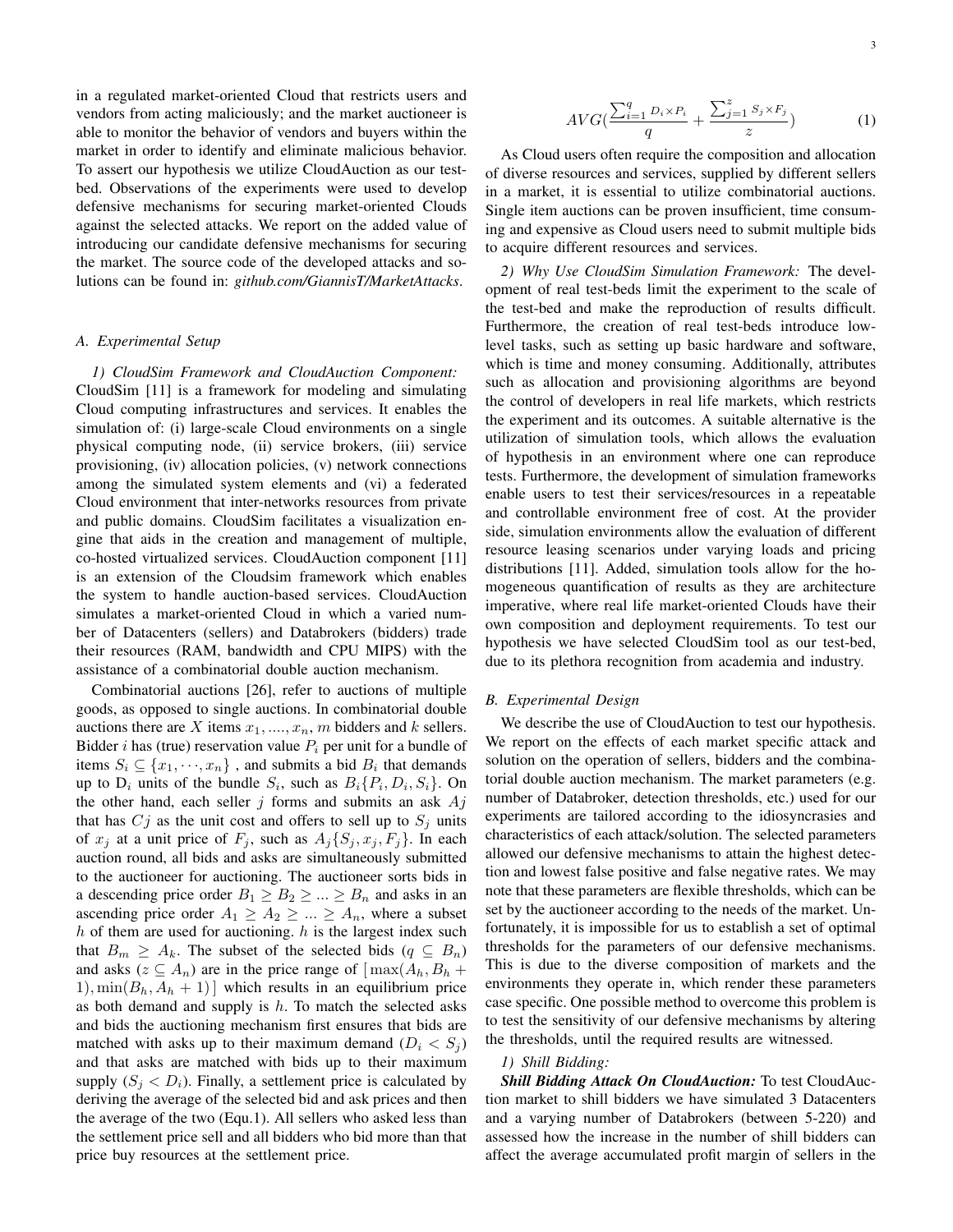in a regulated market-oriented Cloud that restricts users and vendors from acting maliciously; and the market auctioneer is able to monitor the behavior of vendors and buyers within the market in order to identify and eliminate malicious behavior. To assert our hypothesis we utilize CloudAuction as our test-bed. Observations of the experiments were used to develop defensive mechanisms for securing market-oriented Clouds against the selected attacks. We report on the added value of introducing our candidate defensive mechanisms for securing the market. The source code of the developed attacks and solutions can be found in: *github.com/GiannisT/MarketAttacks*.

### *A. Experimental Setup*

*1) CloudSim Framework and CloudAuction Component:* CloudSim [11] is a framework for modeling and simulating Cloud computing infrastructures and services. It enables the simulation of: (i) large-scale Cloud environments on a single physical computing node, (ii) service brokers, (iii) service provisioning, (iv) allocation policies, (v) network connections among the simulated system elements and (vi) a federated Cloud environment that inter-networks resources from private and public domains. CloudSim facilitates a visualization engine that aids in the creation and management of multiple, co-hosted virtualized services. CloudAuction component [11] is an extension of the Cloudsim framework which enables the system to handle auction-based services. CloudAuction simulates a market-oriented Cloud in which a varied number of Datacenters (sellers) and Databrokers (bidders) trade their resources (RAM, bandwidth and CPU MIPS) with the assistance of a combinatorial double auction mechanism.

Combinatorial auctions [26], refer to auctions of multiple goods, as opposed to single auctions. In combinatorial double auctions there are $X$ items $x_1, ...., x_n$, $m$ bidders and $k$ sellers. Bidder $i$ has (true) reservation value $P_i$ per unit for a bundle of items $S_i \subseteq \{x_1, \cdots, x_n\}$ , and submits a bid $B_i$ that demands up to $D_i$ units of the bundle $S_i$, such as $B_i\{P_i, D_i, S_i\}$. On the other hand, each seller $j$ forms and submits an ask $Aj$ that has $Cj$ as the unit cost and offers to sell up to $S_j$ units of $x_j$ at a unit price of $F_j$, such as $A_j\{S_j, x_j, F_j\}$. In each auction round, all bids and asks are simultaneously submitted to the auctioneer for auctioning. The auctioneer sorts bids in a descending price order $B_1 \geq B_2 \geq ... \geq B_n$ and asks in an ascending price order $A_1 \geq A_2 \geq ... \geq A_n$, where a subset $h$ of them are used for auctioning. $h$ is the largest index such that $B_m \geq A_k$. The subset of the selected bids ($q \subseteq B_n$) and asks ($z \subseteq A_n$) are in the price range of $[\max(A_h, B_h + 1), \min(B_h, A_h + 1)]$ which results in an equilibrium price as both demand and supply is $h$. To match the selected asks and bids the auctioning mechanism first ensures that bids are matched with asks up to their maximum demand ($D_i < S_j$) and that asks are matched with bids up to their maximum supply ($S_j < D_i$). Finally, a settlement price is calculated by deriving the average of the selected bid and ask prices and then the average of the two (Equ.1). All sellers who asked less than the settlement price sell and all bidders who bid more than that price buy resources at the settlement price.

$$AVG\left(\frac{\sum_{i=1}^{q} D_i \times P_i}{q} + \frac{\sum_{j=1}^{z} S_j \times F_j}{z}\right) \tag{1}$$

As Cloud users often require the composition and allocation of diverse resources and services, supplied by different sellers in a market, it is essential to utilize combinatorial auctions. Single item auctions can be proven insufficient, time consuming and expensive as Cloud users need to submit multiple bids to acquire different resources and services.

*2) Why Use CloudSim Simulation Framework:* The development of real test-beds limit the experiment to the scale of the test-bed and make the reproduction of results difficult. Furthermore, the creation of real test-beds introduce low-level tasks, such as setting up basic hardware and software, which is time and money consuming. Additionally, attributes such as allocation and provisioning algorithms are beyond the control of developers in real life markets, which restricts the experiment and its outcomes. A suitable alternative is the utilization of simulation tools, which allows the evaluation of hypothesis in an environment where one can reproduce tests. Furthermore, the development of simulation frameworks enable users to test their services/resources in a repeatable and controllable environment free of cost. At the provider side, simulation environments allow the evaluation of different resource leasing scenarios under varying loads and pricing distributions [11]. Added, simulation tools allow for the homogeneous quantification of results as they are architecture imperative, where real life market-oriented Clouds have their own composition and deployment requirements. To test our hypothesis we have selected CloudSim tool as our test-bed, due to its plethora recognition from academia and industry.

### *B. Experimental Design*

We describe the use of CloudAuction to test our hypothesis. We report on the effects of each market specific attack and solution on the operation of sellers, bidders and the combinatorial double auction mechanism. The market parameters (e.g. number of Databroker, detection thresholds, etc.) used for our experiments are tailored according to the idiosyncrasies and characteristics of each attack/solution. The selected parameters allowed our defensive mechanisms to attain the highest detection and lowest false positive and false negative rates. We may note that these parameters are flexible thresholds, which can be set by the auctioneer according to the needs of the market. Unfortunately, it is impossible for us to establish a set of optimal thresholds for the parameters of our defensive mechanisms. This is due to the diverse composition of markets and the environments they operate in, which render these parameters case specific. One possible method to overcome this problem is to test the sensitivity of our defensive mechanisms by altering the thresholds, until the required results are witnessed.

*1) Shill Bidding:*

***Shill Bidding Attack On CloudAuction:*** To test CloudAuction market to shill bidders we have simulated 3 Datacenters and a varying number of Databrokers (between 5-220) and assessed how the increase in the number of shill bidders can affect the average accumulated profit margin of sellers in the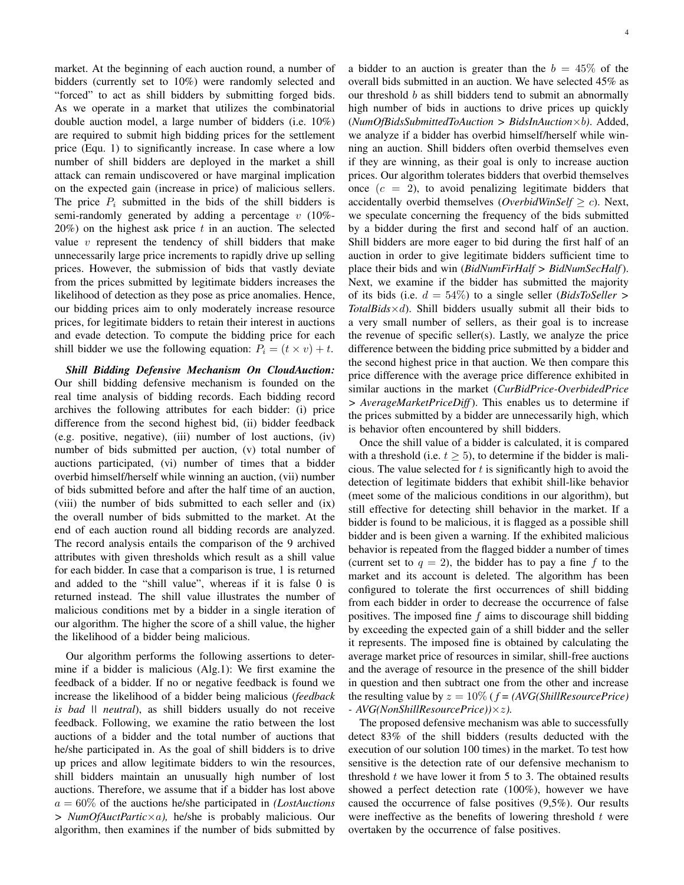market. At the beginning of each auction round, a number of bidders (currently set to 10%) were randomly selected and "forced" to act as shill bidders by submitting forged bids. As we operate in a market that utilizes the combinatorial double auction model, a large number of bidders (i.e. 10%) are required to submit high bidding prices for the settlement price (Equ. 1) to significantly increase. In case where a low number of shill bidders are deployed in the market a shill attack can remain undiscovered or have marginal implication on the expected gain (increase in price) of malicious sellers. The price $P_i$ submitted in the bids of the shill bidders is semi-randomly generated by adding a percentage $v$ (10%-20%) on the highest ask price $t$ in an auction. The selected value $v$ represent the tendency of shill bidders that make unnecessarily large price increments to rapidly drive up selling prices. However, the submission of bids that vastly deviate from the prices submitted by legitimate bidders increases the likelihood of detection as they pose as price anomalies. Hence, our bidding prices aim to only moderately increase resource prices, for legitimate bidders to retain their interest in auctions and evade detection. To compute the bidding price for each shill bidder we use the following equation: $P_i = (t \times v) + t$.

***Shill Bidding Defensive Mechanism On CloudAuction:*** Our shill bidding defensive mechanism is founded on the real time analysis of bidding records. Each bidding record archives the following attributes for each bidder: (i) price difference from the second highest bid, (ii) bidder feedback (e.g. positive, negative), (iii) number of lost auctions, (iv) number of bids submitted per auction, (v) total number of auctions participated, (vi) number of times that a bidder overbid himself/herself while winning an auction, (vii) number of bids submitted before and after the half time of an auction, (viii) the number of bids submitted to each seller and (ix) the overall number of bids submitted to the market. At the end of each auction round all bidding records are analyzed. The record analysis entails the comparison of the 9 archived attributes with given thresholds which result as a shill value for each bidder. In case that a comparison is true, 1 is returned and added to the "shill value", whereas if it is false 0 is returned instead. The shill value illustrates the number of malicious conditions met by a bidder in a single iteration of our algorithm. The higher the score of a shill value, the higher the likelihood of a bidder being malicious.

Our algorithm performs the following assertions to determine if a bidder is malicious (Alg.1): We first examine the feedback of a bidder. If no or negative feedback is found we increase the likelihood of a bidder being malicious (*feedback is bad || neutral*), as shill bidders usually do not receive feedback. Following, we examine the ratio between the lost auctions of a bidder and the total number of auctions that he/she participated in. As the goal of shill bidders is to drive up prices and allow legitimate bidders to win the resources, shill bidders maintain an unusually high number of lost auctions. Therefore, we assume that if a bidder has lost above $a = 60\%$ of the auctions he/she participated in *(LostAuctions > NumOfAuctPartic*$\times$*a),* he/she is probably malicious. Our algorithm, then examines if the number of bids submitted by a bidder to an auction is greater than the $b = 45\%$ of the overall bids submitted in an auction. We have selected 45% as our threshold $b$ as shill bidders tend to submit an abnormally high number of bids in auctions to drive prices up quickly (*NumOfBidsSubmittedToAuction > BidsInAuction*$\times$*b)*. Added, we analyze if a bidder has overbid himself/herself while winning an auction. Shill bidders often overbid themselves even if they are winning, as their goal is only to increase auction prices. Our algorithm tolerates bidders that overbid themselves once ($c = 2$), to avoid penalizing legitimate bidders that accidentally overbid themselves (*OverbidWinSelf* $\geq$ *c*). Next, we speculate concerning the frequency of the bids submitted by a bidder during the first and second half of an auction. Shill bidders are more eager to bid during the first half of an auction in order to give legitimate bidders sufficient time to place their bids and win (*BidNumFirHalf > BidNumSecHalf*). Next, we examine if the bidder has submitted the majority of its bids (i.e. $d = 54\%$) to a single seller (*BidsToSeller > TotalBids*$\times$*d*). Shill bidders usually submit all their bids to a very small number of sellers, as their goal is to increase the revenue of specific seller(s). Lastly, we analyze the price difference between the bidding price submitted by a bidder and the second highest price in that auction. We then compare this price difference with the average price difference exhibited in similar auctions in the market (*CurBidPrice-OverbidedPrice > AverageMarketPriceDiff*). This enables us to determine if the prices submitted by a bidder are unnecessarily high, which is behavior often encountered by shill bidders.

Once the shill value of a bidder is calculated, it is compared with a threshold (i.e. $t \geq 5$), to determine if the bidder is malicious. The value selected for $t$ is significantly high to avoid the detection of legitimate bidders that exhibit shill-like behavior (meet some of the malicious conditions in our algorithm), but still effective for detecting shill behavior in the market. If a bidder is found to be malicious, it is flagged as a possible shill bidder and is been given a warning. If the exhibited malicious behavior is repeated from the flagged bidder a number of times (current set to $q = 2$), the bidder has to pay a fine $f$ to the market and its account is deleted. The algorithm has been configured to tolerate the first occurrences of shill bidding from each bidder in order to decrease the occurrence of false positives. The imposed fine $f$ aims to discourage shill bidding by exceeding the expected gain of a shill bidder and the seller it represents. The imposed fine is obtained by calculating the average market price of resources in similar, shill-free auctions and the average of resource in the presence of the shill bidder in question and then subtract one from the other and increase the resulting value by $z = 10\%$ (***f = (AVG(ShillResourcePrice) - AVG(NonShillResourcePrice))***$\times$***z)***.

The proposed defensive mechanism was able to successfully detect 83% of the shill bidders (results deducted with the execution of our solution 100 times) in the market. To test how sensitive is the detection rate of our defensive mechanism to threshold $t$ we have lower it from 5 to 3. The obtained results showed a perfect detection rate (100%), however we have caused the occurrence of false positives (9,5%). Our results were ineffective as the benefits of lowering threshold $t$ were overtaken by the occurrence of false positives.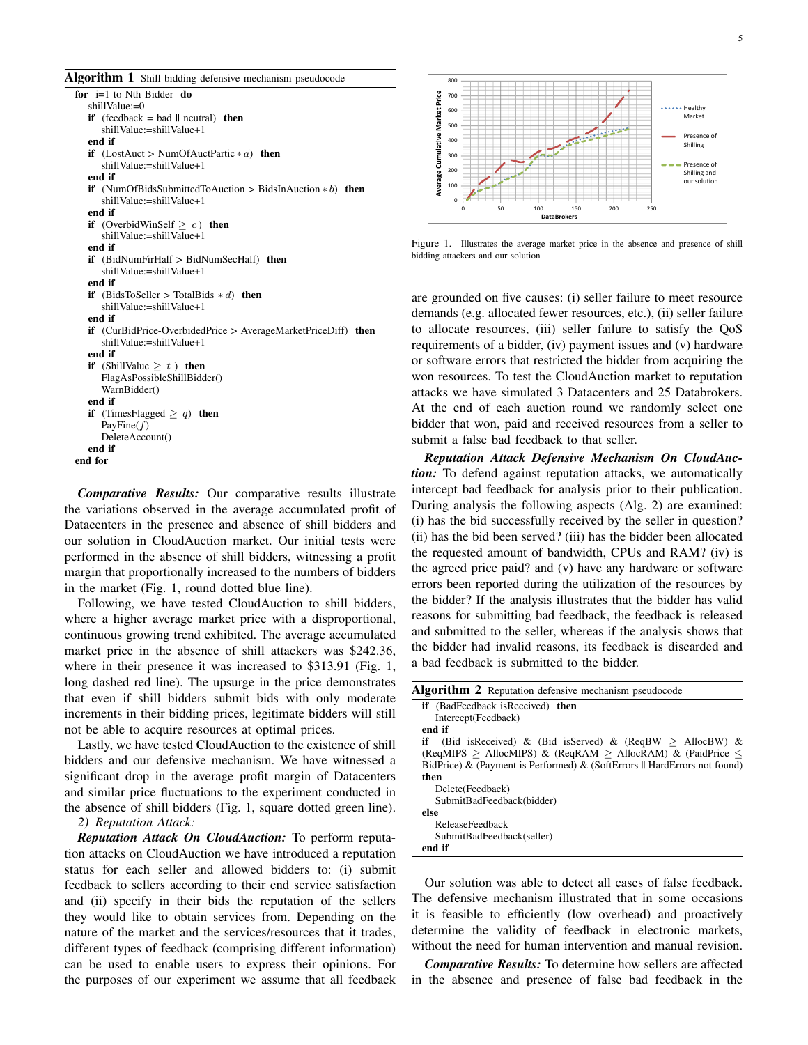**Algorithm 1** Shill bidding defensive mechanism pseudocode

```
for i=1 to Nth Bidder do
    shillValue:=0
    if (feedback = bad || neutral) then
        shillValue:=shillValue+1
    end if
    if (LostAuct > NumOfAuctPartic * a) then
        shillValue:=shillValue+1
    end if
    if (NumOfBidsSubmittedToAuction > BidsInAuction * b) then
        shillValue:=shillValue+1
    end if
    if (OverbidWinSelf ≥ c) then
        shillValue:=shillValue+1
    end if
    if (BidNumFirHalf > BidNumSecHalf) then
        shillValue:=shillValue+1
    end if
    if (BidsToSeller > TotalBids * d) then
        shillValue:=shillValue+1
    end if
    if (CurBidPrice-OverbidedPrice > AverageMarketPriceDiff) then
        shillValue:=shillValue+1
    end if
    if (ShillValue ≥ t) then
        FlagAsPossibleShillBidder()
        WarnBidder()
    end if
    if (TimesFlagged ≥ q) then
        PayFine(f)
        DeleteAccount()
    end if
end for
```

***Comparative Results:*** Our comparative results illustrate the variations observed in the average accumulated profit of Datacenters in the presence and absence of shill bidders and our solution in CloudAuction market. Our initial tests were performed in the absence of shill bidders, witnessing a profit margin that proportionally increased to the numbers of bidders in the market (Fig. 1, round dotted blue line).

Following, we have tested CloudAuction to shill bidders, where a higher average market price with a disproportional, continuous growing trend exhibited. The average accumulated market price in the absence of shill attackers was \$242.36, where in their presence it was increased to \$313.91 (Fig. 1, long dashed red line). The upsurge in the price demonstrates that even if shill bidders submit bids with only moderate increments in their bidding prices, legitimate bidders will still not be able to acquire resources at optimal prices.

Lastly, we have tested CloudAuction to the existence of shill bidders and our defensive mechanism. We have witnessed a significant drop in the average profit margin of Datacenters and similar price fluctuations to the experiment conducted in the absence of shill bidders (Fig. 1, square dotted green line).

*2) Reputation Attack:*

***Reputation Attack On CloudAuction:*** To perform reputation attacks on CloudAuction we have introduced a reputation status for each seller and allowed bidders to: (i) submit feedback to sellers according to their end service satisfaction and (ii) specify in their bids the reputation of the sellers they would like to obtain services from. Depending on the nature of the market and the services/resources that it trades, different types of feedback (comprising different information) can be used to enable users to express their opinions. For the purposes of our experiment we assume that all feedback

Average Cumulative Market Price
800
700
600
500
400
300
200
100
0
0
50
100
150
200
250
DataBrokers
Healthy Market
Presence of Shilling
Presence of Shilling and our solution

Figure 1. Illustrates the average market price in the absence and presence of shill bidding attackers and our solution

are grounded on five causes: (i) seller failure to meet resource demands (e.g. allocated fewer resources, etc.), (ii) seller failure to allocate resources, (iii) seller failure to satisfy the QoS requirements of a bidder, (iv) payment issues and (v) hardware or software errors that restricted the bidder from acquiring the won resources. To test the CloudAuction market to reputation attacks we have simulated 3 Datacenters and 25 Databrokers. At the end of each auction round we randomly select one bidder that won, paid and received resources from a seller to submit a false bad feedback to that seller.

***Reputation Attack Defensive Mechanism On CloudAuction:*** To defend against reputation attacks, we automatically intercept bad feedback for analysis prior to their publication. During analysis the following aspects (Alg. 2) are examined: (i) has the bid successfully received by the seller in question? (ii) has the bid been served? (iii) has the bidder been allocated the requested amount of bandwidth, CPUs and RAM? (iv) is the agreed price paid? and (v) have any hardware or software errors been reported during the utilization of the resources by the bidder? If the analysis illustrates that the bidder has valid reasons for submitting bad feedback, the feedback is released and submitted to the seller, whereas if the analysis shows that the bidder had invalid reasons, its feedback is discarded and a bad feedback is submitted to the bidder.

**Algorithm 2** Reputation defensive mechanism pseudocode

```
if (BadFeedback isReceived) then
    Intercept(Feedback)
end if
if (Bid isReceived) & (Bid isServed) & (ReqBW ≥ AllocBW) &
(ReqMIPS ≥ AllocMIPS) & (ReqRAM ≥ AllocRAM) & (PaidPrice ≤
BidPrice) & (Payment is Performed) & (SoftErrors || HardErrors not found)
then
    Delete(Feedback)
    SubmitBadFeedback(bidder)
else
    ReleaseFeedback
    SubmitBadFeedback(seller)
end if
```

Our solution was able to detect all cases of false feedback. The defensive mechanism illustrated that in some occasions it is feasible to efficiently (low overhead) and proactively determine the validity of feedback in electronic markets, without the need for human intervention and manual revision.

***Comparative Results:*** To determine how sellers are affected in the absence and presence of false bad feedback in the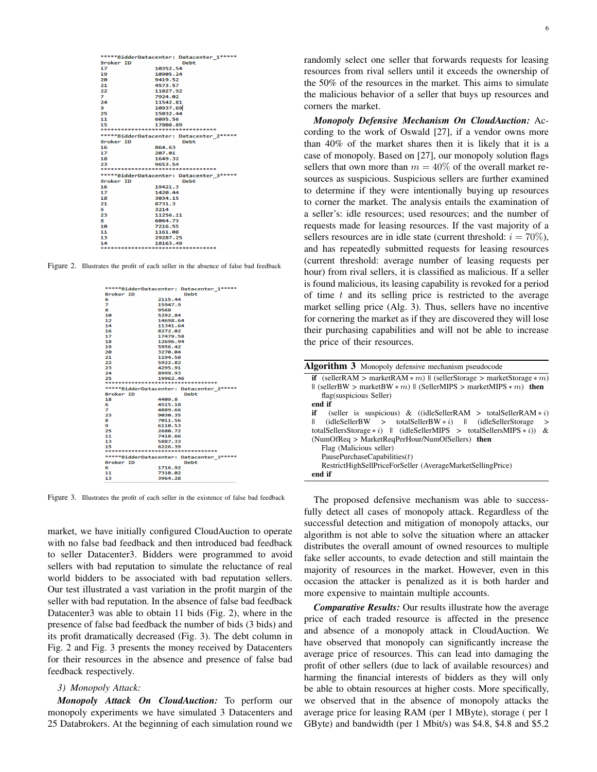```
*****BidderDatacenter: Datacenter_1*****
Broker ID           Debt
17                  10352.54
19                  10905.24
20                  9419.52
21                  4573.57
22                  11027.92
7                   7924.02
24                  11542.81
9                   10937.69
25                  15032.44
11                  6095.56
15                  17808.89
************************************
*****BidderDatacenter: Datacenter_2*****
Broker ID           Debt
16                  864.63
17                  207.01
18                  1649.32
23                  9653.54
************************************
*****BidderDatacenter: Datacenter_3*****
Broker ID           Debt
16                  19421.3
17                  1420.44
18                  3034.15
21                  8731.3
6                   3214
23                  11256.11
8                   6064.73
10                  7216.55
11                  1161.08
13                  29287.25
14                  18163.49
************************************
```

Figure 2. Illustrates the profit of each seller in the absence of false bad feedback

```
*****BidderDatacenter: Datacenter_1*****
Broker ID           Debt
6                   2115.44
7                   15947.9
8                   9568
10                  5292.84
12                  14698.64
14                  11341.64
16                  8272.02
17                  17479.58
18                  12696.94
19                  5956.42
20                  3270.04
21                  1194.58
22                  5922.82
23                  4295.91
24                  8999.93
25                  19962.46
************************************
*****BidderDatacenter: Datacenter_2*****
Broker ID           Debt
18                  4409.8
6                   4515.18
7                   4889.66
23                  9030.35
8                   7011.56
9                   6110.53
25                  2680.72
11                  7418.66
13                  5887.33
15                  6226.39
************************************
*****BidderDatacenter: Datacenter_3*****
Broker ID           Debt
6                   1716.92
11                  7310.02
13                  3964.28
```

Figure 3. Illustrates the profit of each seller in the existence of false bad feedback

market, we have initially configured CloudAuction to operate with no false bad feedback and then introduced bad feedback to seller Datacenter3. Bidders were programmed to avoid sellers with bad reputation to simulate the reluctance of real world bidders to be associated with bad reputation sellers. Our test illustrated a vast variation in the profit margin of the seller with bad reputation. In the absence of false bad feedback Datacenter3 was able to obtain 11 bids (Fig. 2), where in the presence of false bad feedback the number of bids (3 bids) and its profit dramatically decreased (Fig. 3). The debt column in Fig. 2 and Fig. 3 presents the money received by Datacenters for their resources in the absence and presence of false bad feedback respectively.

*3) Monopoly Attack:*

***Monopoly Attack On CloudAuction:*** To perform our monopoly experiments we have simulated 3 Datacenters and 25 Databrokers. At the beginning of each simulation round we randomly select one seller that forwards requests for leasing resources from rival sellers until it exceeds the ownership of the 50% of the resources in the market. This aims to simulate the malicious behavior of a seller that buys up resources and corners the market.

***Monopoly Defensive Mechanism On CloudAuction:*** According to the work of Oswald [27], if a vendor owns more than 40% of the market shares then it is likely that it is a case of monopoly. Based on [27], our monopoly solution flags sellers that own more than $m = 40\%$ of the overall market resources as suspicious. Suspicious sellers are further examined to determine if they were intentionally buying up resources to corner the market. The analysis entails the examination of a seller's: idle resources; used resources; and the number of requests made for leasing resources. If the vast majority of a sellers resources are in idle state (current threshold: $i = 70\%$), and has repeatedly submitted requests for leasing resources (current threshold: average number of leasing requests per hour) from rival sellers, it is classified as malicious. If a seller is found malicious, its leasing capability is revoked for a period of time $t$ and its selling price is restricted to the average market selling price (Alg. 3). Thus, sellers have no incentive for cornering the market as if they are discovered they will lose their purchasing capabilities and will not be able to increase the price of their resources.

**Algorithm 3** Monopoly defensive mechanism pseudocode

**if** (sellerRAM > marketRAM $* m$) ‖ (sellerStorage > marketStorage $* m$) ‖ (sellerBW > marketBW $* m$) ‖ (SellerMIPS > marketMIPS $* m$) **then**
  flag(suspicious Seller)
**end if**
**if** (seller is suspicious) & ((idleSellerRAM > totalSellerRAM $* i$) ‖ (idleSellerBW > totalSellerBW $* i$) ‖ (idleSellerStorage > totalSellersStorage $* i$) ‖ (idleSellerMIPS > totalSellersMIPS $* i$)) & (NumOfReq > MarketReqPerHour/NumOfSellers) **then**
  Flag (Malicious seller)
  PausePurchaseCapabilities($t$)
  RestrictHighSellPriceForSeller (AverageMarketSellingPrice)
**end if**

The proposed defensive mechanism was able to successfully detect all cases of monopoly attack. Regardless of the successful detection and mitigation of monopoly attacks, our algorithm is not able to solve the situation where an attacker distributes the overall amount of owned resources to multiple fake seller accounts, to evade detection and still maintain the majority of resources in the market. However, even in this occasion the attacker is penalized as it is both harder and more expensive to maintain multiple accounts.

***Comparative Results:*** Our results illustrate how the average price of each traded resource is affected in the presence and absence of a monopoly attack in CloudAuction. We have observed that monopoly can significantly increase the average price of resources. This can lead into damaging the profit of other sellers (due to lack of available resources) and harming the financial interests of bidders as they will only be able to obtain resources at higher costs. More specifically, we observed that in the absence of monopoly attacks the average price for leasing RAM (per 1 MByte), storage ( per 1 GByte) and bandwidth (per 1 Mbit/s) was \$4.8, \$4.8 and \$5.2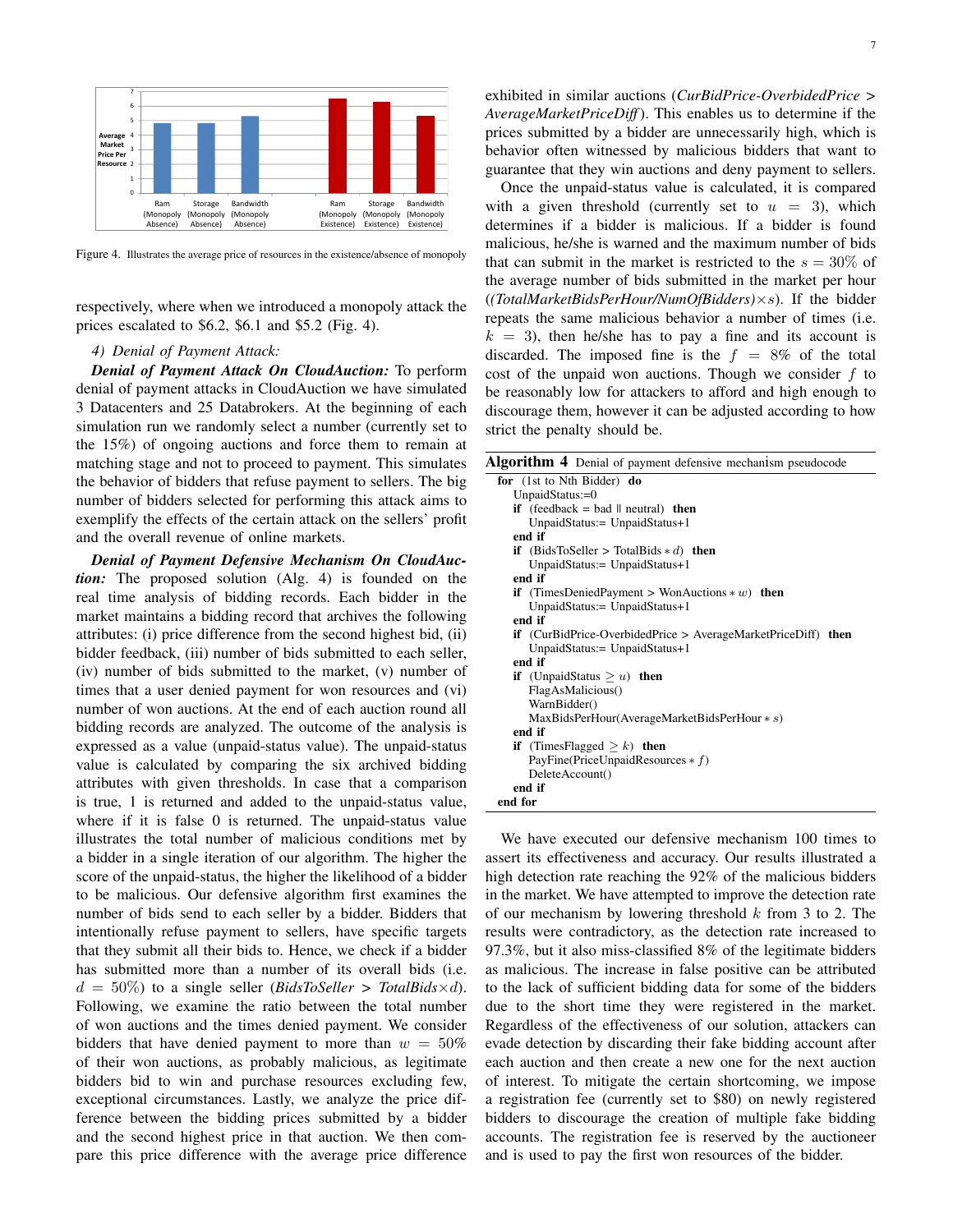7

6

5

Average Market Price Per Resource

4

3

2

1

0

Ram (Monopoly Absence)

Storage (Monopoly Absence)

Bandwidth (Monopoly Absence)

Ram (Monopoly Existence)

Storage (Monopoly Existence)

Bandwidth (Monopoly Existence)

Figure 4. Illustrates the average price of resources in the existence/absence of monopoly

respectively, where when we introduced a monopoly attack the prices escalated to \$6.2, \$6.1 and \$5.2 (Fig. 4).

#### 4) Denial of Payment Attack:

***Denial of Payment Attack On CloudAuction:*** To perform denial of payment attacks in CloudAuction we have simulated 3 Datacenters and 25 Databrokers. At the beginning of each simulation run we randomly select a number (currently set to the 15%) of ongoing auctions and force them to remain at matching stage and not to proceed to payment. This simulates the behavior of bidders that refuse payment to sellers. The big number of bidders selected for performing this attack aims to exemplify the effects of the certain attack on the sellers' profit and the overall revenue of online markets.

***Denial of Payment Defensive Mechanism On CloudAuction:*** The proposed solution (Alg. 4) is founded on the real time analysis of bidding records. Each bidder in the market maintains a bidding record that archives the following attributes: (i) price difference from the second highest bid, (ii) bidder feedback, (iii) number of bids submitted to each seller, (iv) number of bids submitted to the market, (v) number of times that a user denied payment for won resources and (vi) number of won auctions. At the end of each auction round all bidding records are analyzed. The outcome of the analysis is expressed as a value (unpaid-status value). The unpaid-status value is calculated by comparing the six archived bidding attributes with given thresholds. In case that a comparison is true, 1 is returned and added to the unpaid-status value, where if it is false 0 is returned. The unpaid-status value illustrates the total number of malicious conditions met by a bidder in a single iteration of our algorithm. The higher the score of the unpaid-status, the higher the likelihood of a bidder to be malicious. Our defensive algorithm first examines the number of bids send to each seller by a bidder. Bidders that intentionally refuse payment to sellers, have specific targets that they submit all their bids to. Hence, we check if a bidder has submitted more than a number of its overall bids (i.e. $d = 50\%$) to a single seller (*BidsToSeller* > *TotalBids*$\times d$). Following, we examine the ratio between the total number of won auctions and the times denied payment. We consider bidders that have denied payment to more than $w = 50\%$ of their won auctions, as probably malicious, as legitimate bidders bid to win and purchase resources excluding few, exceptional circumstances. Lastly, we analyze the price difference between the bidding prices submitted by a bidder and the second highest price in that auction. We then compare this price difference with the average price difference exhibited in similar auctions (*CurBidPrice-OverbidedPrice* > *AverageMarketPriceDiff*). This enables us to determine if the prices submitted by a bidder are unnecessarily high, which is behavior often witnessed by malicious bidders that want to guarantee that they win auctions and deny payment to sellers.

Once the unpaid-status value is calculated, it is compared with a given threshold (currently set to $u = 3$), which determines if a bidder is malicious. If a bidder is found malicious, he/she is warned and the maximum number of bids that can submit in the market is restricted to the $s = 30\%$ of the average number of bids submitted in the market per hour ((*TotalMarketBidsPerHour*/*NumOfBidders*)$\times s$). If the bidder repeats the same malicious behavior a number of times (i.e. $k = 3$), then he/she has to pay a fine and its account is discarded. The imposed fine is the $f = 8\%$ of the total cost of the unpaid won auctions. Though we consider $f$ to be reasonably low for attackers to afford and high enough to discourage them, however it can be adjusted according to how strict the penalty should be.

**Algorithm 4** Denial of payment defensive mechanism pseudocode

```
for (1st to Nth Bidder) do
    UnpaidStatus:=0
    if (feedback = bad || neutral) then
        UnpaidStatus:= UnpaidStatus+1
    end if
    if (BidsToSeller > TotalBids * d) then
        UnpaidStatus:= UnpaidStatus+1
    end if
    if (TimesDeniedPayment > WonAuctions * w) then
        UnpaidStatus:= UnpaidStatus+1
    end if
    if (CurBidPrice-OverbidedPrice > AverageMarketPriceDiff) then
        UnpaidStatus:= UnpaidStatus+1
    end if
    if (UnpaidStatus ≥ u) then
        FlagAsMalicious()
        WarnBidder()
        MaxBidsPerHour(AverageMarketBidsPerHour * s)
    end if
    if (TimesFlagged ≥ k) then
        PayFine(PriceUnpaidResources * f)
        DeleteAccount()
    end if
end for
```

We have executed our defensive mechanism 100 times to assert its effectiveness and accuracy. Our results illustrated a high detection rate reaching the 92% of the malicious bidders in the market. We have attempted to improve the detection rate of our mechanism by lowering threshold $k$ from 3 to 2. The results were contradictory, as the detection rate increased to 97.3%, but it also miss-classified 8% of the legitimate bidders as malicious. The increase in false positive can be attributed to the lack of sufficient bidding data for some of the bidders due to the short time they were registered in the market. Regardless of the effectiveness of our solution, attackers can evade detection by discarding their fake bidding account after each auction and then create a new one for the next auction of interest. To mitigate the certain shortcoming, we impose a registration fee (currently set to \$80) on newly registered bidders to discourage the creation of multiple fake bidding accounts. The registration fee is reserved by the auctioneer and is used to pay the first won resources of the bidder.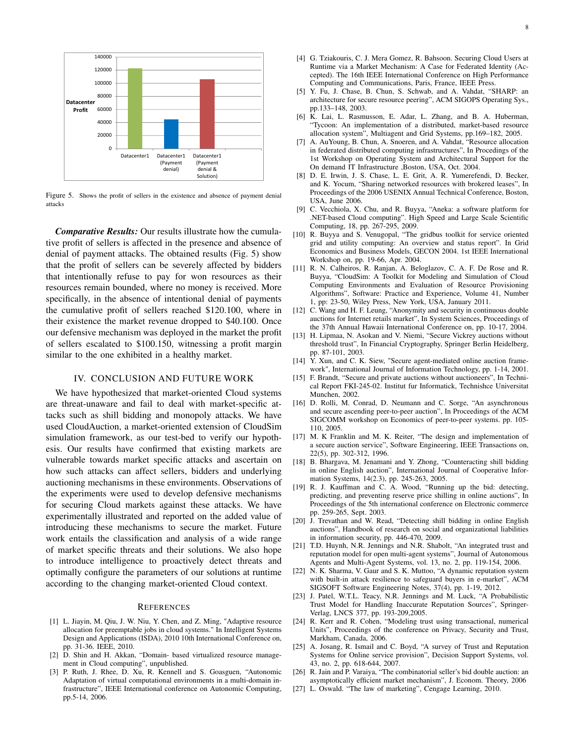140000
120000
100000
80000
60000
40000
20000
0

Datacenter Profit

Datacenter1
Datacenter1 (Payment denial)
Datacenter1 (Payment denial & Solution)

Figure 5. Shows the profit of sellers in the existence and absence of payment denial attacks

***Comparative Results:*** Our results illustrate how the cumulative profit of sellers is affected in the presence and absence of denial of payment attacks. The obtained results (Fig. 5) show that the profit of sellers can be severely affected by bidders that intentionally refuse to pay for won resources as their resources remain bounded, where no money is received. More specifically, in the absence of intentional denial of payments the cumulative profit of sellers reached \$120.100, where in their existence the market revenue dropped to \$40.100. Once our defensive mechanism was deployed in the market the profit of sellers escalated to \$100.150, witnessing a profit margin similar to the one exhibited in a healthy market.

## IV. Conclusion and Future Work

We have hypothesized that market-oriented Cloud systems are threat-unaware and fail to deal with market-specific attacks such as shill bidding and monopoly attacks. We have used CloudAuction, a market-oriented extension of CloudSim simulation framework, as our test-bed to verify our hypothesis. Our results have confirmed that existing markets are vulnerable towards market specific attacks and ascertain on how such attacks can affect sellers, bidders and underlying auctioning mechanisms in these environments. Observations of the experiments were used to develop defensive mechanisms for securing Cloud markets against these attacks. We have experimentally illustrated and reported on the added value of introducing these mechanisms to secure the market. Future work entails the classification and analysis of a wide range of market specific threats and their solutions. We also hope to introduce intelligence to proactively detect threats and optimally configure the parameters of our solutions at runtime according to the changing market-oriented Cloud context.

## References

[1] L. Jiayin, M. Qiu, J. W. Niu, Y. Chen, and Z. Ming, "Adaptive resource allocation for preemptable jobs in cloud systems." In Intelligent Systems Design and Applications (ISDA), 2010 10th International Conference on, pp. 31-36. IEEE, 2010.

[2] D. Shin and H. Akkan, "Domain- based virtualized resource management in Cloud computing", unpublished.

[3] P. Ruth, J. Rhee, D. Xu, R. Kennell and S. Goasguen, "Autonomic Adaptation of virtual computational environments in a multi-domain infrastructure", IEEE International conference on Autonomic Computing, pp.5-14, 2006.

[4] G. Tziakouris, C. J. Mera Gomez, R. Bahsoon. Securing Cloud Users at Runtime via a Market Mechanism: A Case for Federated Identity (Accepted). The 16th IEEE International Conference on High Performance Computing and Communications, Paris, France, IEEE Press.

[5] Y. Fu, J. Chase, B. Chun, S. Schwab, and A. Vahdat, "SHARP: an architecture for secure resource peering", ACM SIGOPS Operating Sys., pp.133–148, 2003.

[6] K. Lai, L. Rasmusson, E. Adar, L. Zhang, and B. A. Huberman, "Tycoon: An implementation of a distributed, market-based resource allocation system", Multiagent and Grid Systems, pp.169–182, 2005.

[7] A. AuYoung, B. Chun, A. Snoeren, and A. Vahdat, "Resource allocation in federated distributed computing infrastructures", In Procedings of the 1st Workshop on Operating System and Architectural Support for the On demand IT Infrastructure ,Boston, USA, Oct. 2004.

[8] D. E. Irwin, J. S. Chase, L. E. Grit, A. R. Yumerefendi, D. Becker, and K. Yocum, "Sharing networked resources with brokered leases", In Proceedings of the 2006 USENIX Annual Technical Conference, Boston, USA, June 2006.

[9] C. Vecchiola, X. Chu, and R. Buyya, "Aneka: a software platform for .NET-based Cloud computing". High Speed and Large Scale Scientific Computing, 18, pp. 267-295, 2009.

[10] R. Buyya and S. Venugopal, "The gridbus toolkit for service oriented grid and utility computing: An overview and status report". In Grid Economics and Business Models, GECON 2004. 1st IEEE International Workshop on, pp. 19-66, Apr. 2004.

[11] R. N. Calheiros, R. Ranjan, A. Beloglazov, C. A. F. De Rose and R. Buyya, "CloudSim: A Toolkit for Modeling and Simulation of Cloud Computing Environments and Evaluation of Resource Provisioning Algorithms", Software: Practice and Experience, Volume 41, Number 1, pp: 23-50, Wiley Press, New York, USA, January 2011.

[12] C. Wang and H. F. Leung, "Anonymity and security in continuous double auctions for Internet retails market", In System Sciences, Proceedings of the 37th Annual Hawaii International Conference on, pp. 10-17, 2004.

[13] H. Lipmaa, N. Asokan and V. Niemi, "Secure Vickrey auctions without threshold trust", In Financial Cryptography, Springer Berlin Heidelberg, pp. 87-101, 2003.

[14] Y. Xun, and C. K. Siew, "Secure agent-mediated online auction framework", International Journal of Information Technology, pp. 1-14, 2001.

[15] F. Brandt, "Secure and private auctions without auctioneers", In Technical Report FKI-245-02. Institut fur Informatick, Technishce Universitat Munchen, 2002.

[16] D. Rolli, M. Conrad, D. Neumann and C. Sorge, "An asynchronous and secure ascending peer-to-peer auction", In Proceedings of the ACM SIGCOMM workshop on Economics of peer-to-peer systems. pp. 105-110, 2005.

[17] M. K Franklin and M. K. Reiter, "The design and implementation of a secure auction service", Software Engineering, IEEE Transactions on, 22(5), pp. 302-312, 1996.

[18] B. Bhargava, M. Jenamani and Y. Zhong, "Counteracting shill bidding in online English auction", International Journal of Cooperative Information Systems, 14(2.3), pp. 245-263, 2005.

[19] R. J. Kauffman and C. A. Wood, "Running up the bid: detecting, predicting, and preventing reserve price shilling in online auctions", In Proceedings of the 5th international conference on Electronic commerce pp. 259-265, Sept. 2003.

[20] J. Trevathan and W. Read, "Detecting shill bidding in online English auctions", Handbook of research on social and organizational liabilities in information security, pp. 446-470, 2009.

[21] T.D. Huynh, N.R. Jennings and N.R. Shabolt, "An integrated trust and reputation model for open multi-agent systems", Journal of Autonomous Agents and Multi-Agent Systems, vol. 13, no. 2, pp. 119-154, 2006.

[22] N. K. Sharma, V. Gaur and S. K. Muttoo, "A dynamic reputation system with built-in attack resilience to safeguard buyers in e-market", ACM SIGSOFT Software Engineering Notes, 37(4), pp. 1-19, 2012.

[23] J. Patel, W.T.L. Teacy, N.R. Jennings and M. Luck, "A Probabilistic Trust Model for Handling Inaccurate Reputation Sources", Springer-Verlag, LNCS 377, pp. 193-209,2005.

[24] R. Kerr and R. Cohen, "Modeling trust using transactional, numerical Units", Proceedings of the conference on Privacy, Security and Trust, Markham, Canada, 2006.

[25] A. Josang, R. Ismail and C. Boyd, "A survey of Trust and Reputation Systems for Online service provision", Decision Support Systems, vol. 43, no. 2, pp. 618-644, 2007.

[26] R. Jain and P. Varaiya, "The combinatorial seller's bid double auction: an asymptotically efficient market mechanism", J. Econom. Theory, 2006

[27] L. Oswald. "The law of marketing", Cengage Learning, 2010.